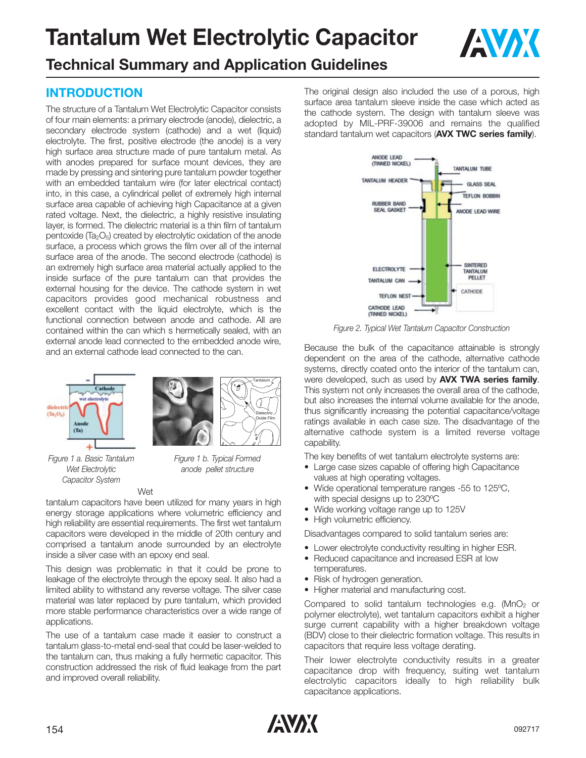# Tantalum Wet Electrolytic Capacitor

## Technical Summary and Application Guidelines

### INTRODUCTION

The structure of a Tantalum Wet Electrolytic Capacitor consists of four main elements: a primary electrode (anode), dielectric, a secondary electrode system (cathode) and a wet (liquid) electrolyte. The first, positive electrode (the anode) is a very high surface area structure made of pure tantalum metal. As with anodes prepared for surface mount devices, they are made by pressing and sintering pure tantalum powder together with an embedded tantalum wire (for later electrical contact) into, in this case, a cylindrical pellet of extremely high internal surface area capable of achieving high Capacitance at a given rated voltage. Next, the dielectric, a highly resistive insulating layer, is formed. The dielectric material is a thin film of tantalum pentoxide ($Ta_2O_5$) created by electrolytic oxidation of the anode surface, a process which grows the film over all of the internal surface area of the anode. The second electrode (cathode) is an extremely high surface area material actually applied to the inside surface of the pure tantalum can that provides the external housing for the device. The cathode system in wet capacitors provides good mechanical robustness and excellent contact with the liquid electrolyte, which is the functional connection between anode and cathode. All are contained within the can which s hermetically sealed, with an external anode lead connected to the embedded anode wire, and an external cathode lead connected to the can.

*Figure 1 a. Basic Tantalum Wet Electrolytic Capacitor System*

*Figure 1 b. Typical Formed anode pellet structure*

Wet tantalum capacitors have been utilized for many years in high energy storage applications where volumetric efficiency and high reliability are essential requirements. The first wet tantalum capacitors were developed in the middle of 20th century and comprised a tantalum anode surrounded by an electrolyte inside a silver case with an epoxy end seal.

This design was problematic in that it could be prone to leakage of the electrolyte through the epoxy seal. It also had a limited ability to withstand any reverse voltage. The silver case material was later replaced by pure tantalum, which provided more stable performance characteristics over a wide range of applications.

The use of a tantalum case made it easier to construct a tantalum glass-to-metal end-seal that could be laser-welded to the tantalum can, thus making a fully hermetic capacitor. This construction addressed the risk of fluid leakage from the part and improved overall reliability.

The original design also included the use of a porous, high surface area tantalum sleeve inside the case which acted as the cathode system. The design with tantalum sleeve was adopted by MIL-PRF-39006 and remains the qualified standard tantalum wet capacitors (**AVX TWC series family**).

*Figure 2. Typical Wet Tantalum Capacitor Construction*

Because the bulk of the capacitance attainable is strongly dependent on the area of the cathode, alternative cathode systems, directly coated onto the interior of the tantalum can, were developed, such as used by **AVX TWA series family**. This system not only increases the overall area of the cathode, but also increases the internal volume available for the anode, thus significantly increasing the potential capacitance/voltage ratings available in each case size. The disadvantage of the alternative cathode system is a limited reverse voltage capability.

The key benefits of wet tantalum electrolyte systems are:

- Large case sizes capable of offering high Capacitance values at high operating voltages.
- Wide operational temperature ranges -55 to 125ºC, with special designs up to 230ºC
- Wide working voltage range up to 125V
- High volumetric efficiency.

Disadvantages compared to solid tantalum series are:

- Lower electrolyte conductivity resulting in higher ESR.
- Reduced capacitance and increased ESR at low temperatures.
- Risk of hydrogen generation.
- Higher material and manufacturing cost.

Compared to solid tantalum technologies e.g. ($MnO_2$ or polymer electrolyte), wet tantalum capacitors exhibit a higher surge current capability with a higher breakdown voltage (BDV) close to their dielectric formation voltage. This results in capacitors that require less voltage derating.

Their lower electrolyte conductivity results in a greater capacitance drop with frequency, suiting wet tantalum electrolytic capacitors ideally to high reliability bulk capacitance applications.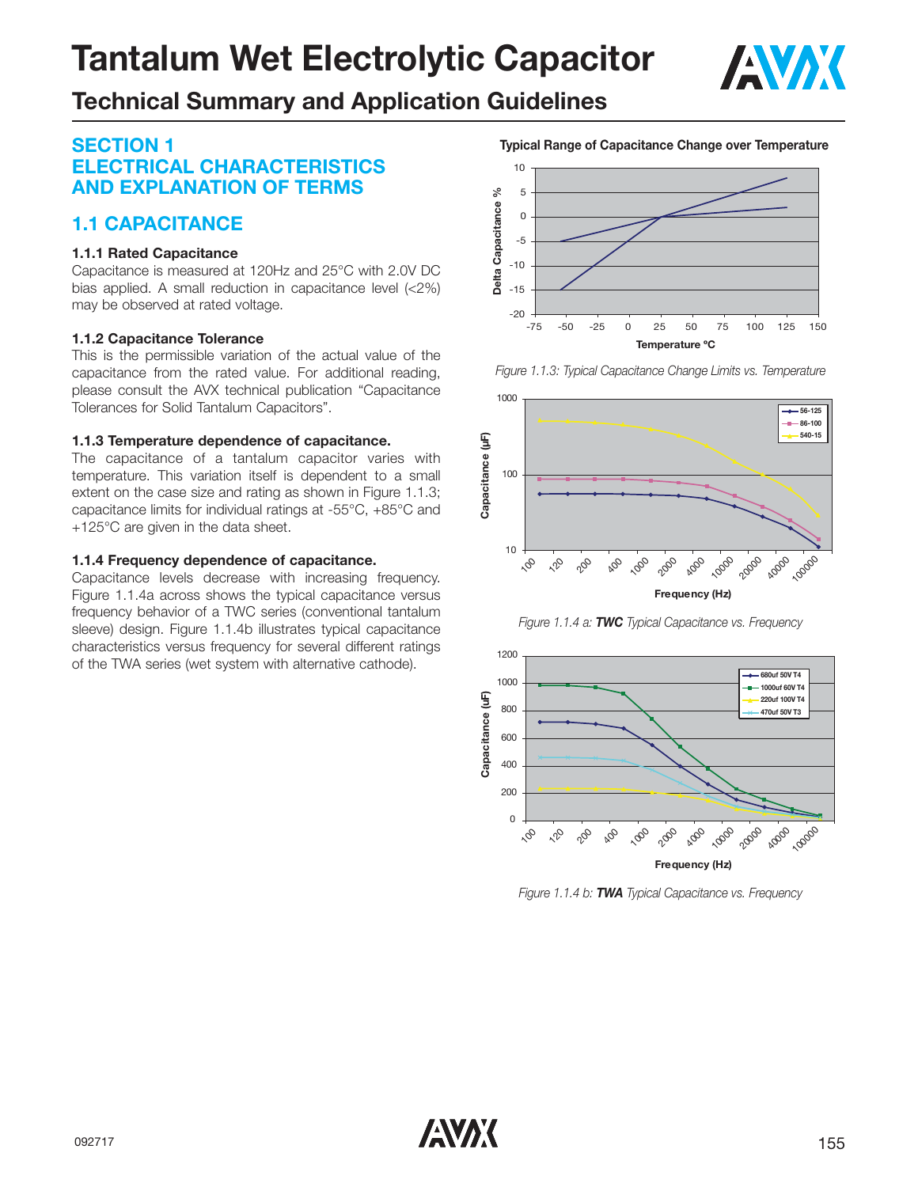# Tantalum Wet Electrolytic Capacitor

## Technical Summary and Application Guidelines

## SECTION 1
## ELECTRICAL CHARACTERISTICS AND EXPLANATION OF TERMS

## 1.1 CAPACITANCE

### 1.1.1 Rated Capacitance

Capacitance is measured at 120Hz and 25°C with 2.0V DC bias applied. A small reduction in capacitance level (<2%) may be observed at rated voltage.

### 1.1.2 Capacitance Tolerance

This is the permissible variation of the actual value of the capacitance from the rated value. For additional reading, please consult the AVX technical publication "Capacitance Tolerances for Solid Tantalum Capacitors".

### 1.1.3 Temperature dependence of capacitance.

The capacitance of a tantalum capacitor varies with temperature. This variation itself is dependent to a small extent on the case size and rating as shown in Figure 1.1.3; capacitance limits for individual ratings at -55°C, +85°C and +125°C are given in the data sheet.

### 1.1.4 Frequency dependence of capacitance.

Capacitance levels decrease with increasing frequency. Figure 1.1.4a across shows the typical capacitance versus frequency behavior of a TWC series (conventional tantalum sleeve) design. Figure 1.1.4b illustrates typical capacitance characteristics versus frequency for several different ratings of the TWA series (wet system with alternative cathode).

**Typical Range of Capacitance Change over Temperature**

*Figure 1.1.3: Typical Capacitance Change Limits vs. Temperature*

*Figure 1.1.4 a: **TWC** Typical Capacitance vs. Frequency*

*Figure 1.1.4 b: **TWA** Typical Capacitance vs. Frequency*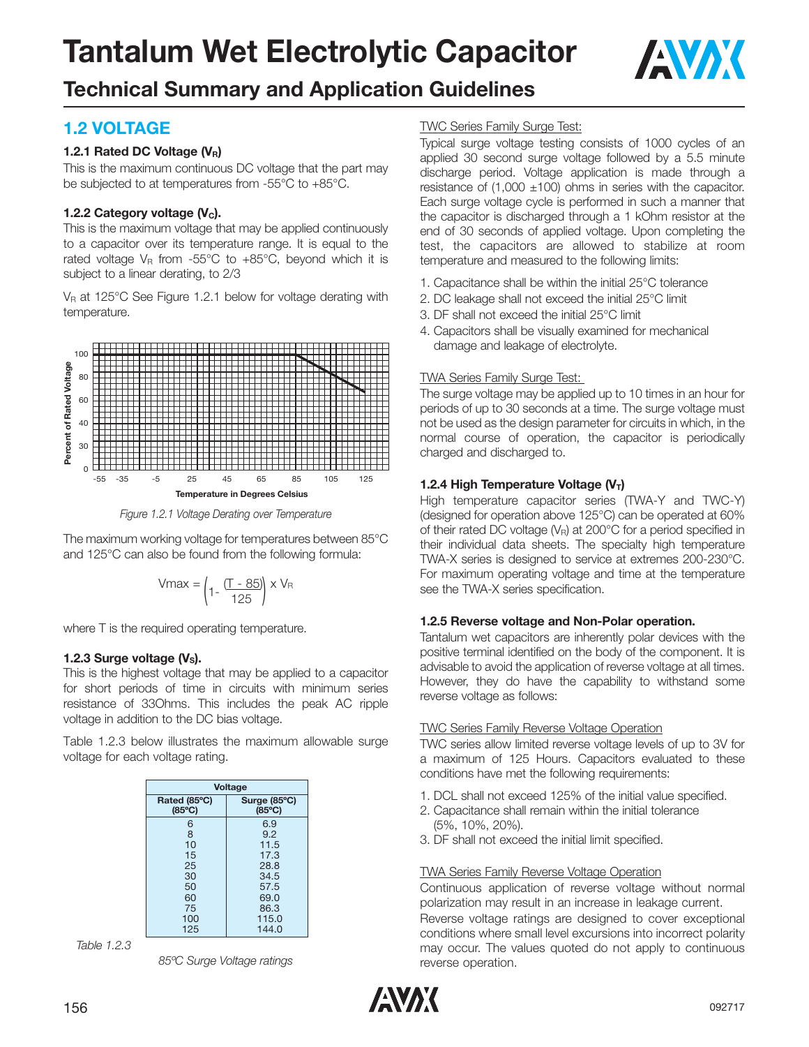# Tantalum Wet Electrolytic Capacitor

## Technical Summary and Application Guidelines

## 1.2 VOLTAGE

### 1.2.1 Rated DC Voltage ($V_R$)

This is the maximum continuous DC voltage that the part may be subjected to at temperatures from -55°C to +85°C.

### 1.2.2 Category voltage ($V_C$).

This is the maximum voltage that may be applied continuously to a capacitor over its temperature range. It is equal to the rated voltage $V_R$ from -55°C to +85°C, beyond which it is subject to a linear derating, to 2/3

$V_R$ at 125°C See Figure 1.2.1 below for voltage derating with temperature.

*Figure 1.2.1 Voltage Derating over Temperature*

The maximum working voltage for temperatures between 85°C and 125°C can also be found from the following formula:

$$V_{max} = \left(1 - \frac{(T - 85)}{125}\right) \times V_R$$

where T is the required operating temperature.

### 1.2.3 Surge voltage ($V_S$).

This is the highest voltage that may be applied to a capacitor for short periods of time in circuits with minimum series resistance of 33Ohms. This includes the peak AC ripple voltage in addition to the DC bias voltage.

Table 1.2.3 below illustrates the maximum allowable surge voltage for each voltage rating.

| Voltage | |
|---|---|
| Rated (85°C) (85°C) | Surge (85°C) (85°C) |
| 6 | 6.9 |
| 8 | 9.2 |
| 10 | 11.5 |
| 15 | 17.3 |
| 25 | 28.8 |
| 30 | 34.5 |
| 50 | 57.5 |
| 60 | 69.0 |
| 75 | 86.3 |
| 100 | 115.0 |
| 125 | 144.0 |

*Table 1.2.3*

*85ºC Surge Voltage ratings*

TWC Series Family Surge Test:

Typical surge voltage testing consists of 1000 cycles of an applied 30 second surge voltage followed by a 5.5 minute discharge period. Voltage application is made through a resistance of (1,000 ±100) ohms in series with the capacitor. Each surge voltage cycle is performed in such a manner that the capacitor is discharged through a 1 kOhm resistor at the end of 30 seconds of applied voltage. Upon completing the test, the capacitors are allowed to stabilize at room temperature and measured to the following limits:

1. Capacitance shall be within the initial 25°C tolerance
2. DC leakage shall not exceed the initial 25°C limit
3. DF shall not exceed the initial 25°C limit
4. Capacitors shall be visually examined for mechanical damage and leakage of electrolyte.

TWA Series Family Surge Test:

The surge voltage may be applied up to 10 times in an hour for periods of up to 30 seconds at a time. The surge voltage must not be used as the design parameter for circuits in which, in the normal course of operation, the capacitor is periodically charged and discharged to.

### 1.2.4 High Temperature Voltage ($V_T$)

High temperature capacitor series (TWA-Y and TWC-Y) (designed for operation above 125°C) can be operated at 60% of their rated DC voltage ($V_R$) at 200°C for a period specified in their individual data sheets. The specialty high temperature TWA-X series is designed to service at extremes 200-230°C. For maximum operating voltage and time at the temperature see the TWA-X series specification.

### 1.2.5 Reverse voltage and Non-Polar operation.

Tantalum wet capacitors are inherently polar devices with the positive terminal identified on the body of the component. It is advisable to avoid the application of reverse voltage at all times. However, they do have the capability to withstand some reverse voltage as follows:

TWC Series Family Reverse Voltage Operation

TWC series allow limited reverse voltage levels of up to 3V for a maximum of 125 Hours. Capacitors evaluated to these conditions have met the following requirements:

1. DCL shall not exceed 125% of the initial value specified.
2. Capacitance shall remain within the initial tolerance (5%, 10%, 20%).
3. DF shall not exceed the initial limit specified.

TWA Series Family Reverse Voltage Operation

Continuous application of reverse voltage without normal polarization may result in an increase in leakage current.

Reverse voltage ratings are designed to cover exceptional conditions where small level excursions into incorrect polarity may occur. The values quoted do not apply to continuous reverse operation.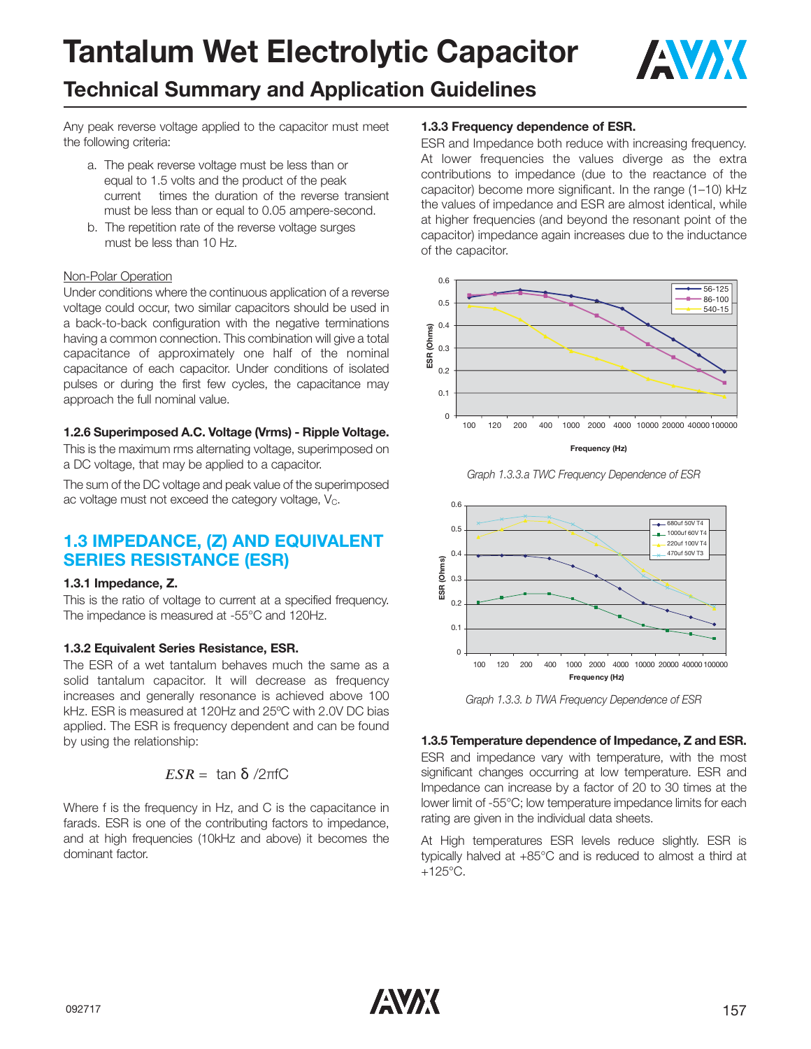# Tantalum Wet Electrolytic Capacitor

## Technical Summary and Application Guidelines

Any peak reverse voltage applied to the capacitor must meet the following criteria:

a. The peak reverse voltage must be less than or equal to 1.5 volts and the product of the peak current times the duration of the reverse transient must be less than or equal to 0.05 ampere-second.

b. The repetition rate of the reverse voltage surges must be less than 10 Hz.

Non-Polar Operation

Under conditions where the continuous application of a reverse voltage could occur, two similar capacitors should be used in a back-to-back configuration with the negative terminations having a common connection. This combination will give a total capacitance of approximately one half of the nominal capacitance of each capacitor. Under conditions of isolated pulses or during the first few cycles, the capacitance may approach the full nominal value.

**1.2.6 Superimposed A.C. Voltage (Vrms) - Ripple Voltage.**

This is the maximum rms alternating voltage, superimposed on a DC voltage, that may be applied to a capacitor.

The sum of the DC voltage and peak value of the superimposed ac voltage must not exceed the category voltage, $V_C$.

## 1.3 IMPEDANCE, (Z) AND EQUIVALENT SERIES RESISTANCE (ESR)

**1.3.1 Impedance, Z.**

This is the ratio of voltage to current at a specified frequency. The impedance is measured at -55°C and 120Hz.

**1.3.2 Equivalent Series Resistance, ESR.**

The ESR of a wet tantalum behaves much the same as a solid tantalum capacitor. It will decrease as frequency increases and generally resonance is achieved above 100 kHz. ESR is measured at 120Hz and 25ºC with 2.0V DC bias applied. The ESR is frequency dependent and can be found by using the relationship:

$$ESR = \tan \delta / 2\pi f C$$

Where f is the frequency in Hz, and C is the capacitance in farads. ESR is one of the contributing factors to impedance, and at high frequencies (10kHz and above) it becomes the dominant factor.

**1.3.3 Frequency dependence of ESR.**

ESR and Impedance both reduce with increasing frequency. At lower frequencies the values diverge as the extra contributions to impedance (due to the reactance of the capacitor) become more significant. In the range (1–10) kHz the values of impedance and ESR are almost identical, while at higher frequencies (and beyond the resonant point of the capacitor) impedance again increases due to the inductance of the capacitor.

*Graph 1.3.3.a TWC Frequency Dependence of ESR*

*Graph 1.3.3. b TWA Frequency Dependence of ESR*

**1.3.5 Temperature dependence of Impedance, Z and ESR.**

ESR and impedance vary with temperature, with the most significant changes occurring at low temperature. ESR and Impedance can increase by a factor of 20 to 30 times at the lower limit of -55°C; low temperature impedance limits for each rating are given in the individual data sheets.

At High temperatures ESR levels reduce slightly. ESR is typically halved at +85°C and is reduced to almost a third at +125°C.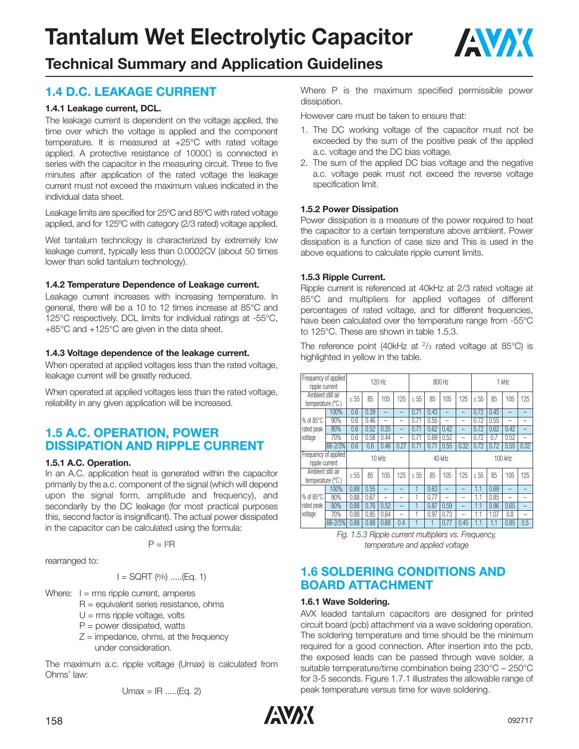# Tantalum Wet Electrolytic Capacitor

## Technical Summary and Application Guidelines

## 1.4 D.C. LEAKAGE CURRENT

### 1.4.1 Leakage current, DCL.

The leakage current is dependent on the voltage applied, the time over which the voltage is applied and the component temperature. It is measured at +25°C with rated voltage applied. A protective resistance of 1000Ω is connected in series with the capacitor in the measuring circuit. Three to five minutes after application of the rated voltage the leakage current must not exceed the maximum values indicated in the individual data sheet.

Leakage limits are specified for 25ºC and 85ºC with rated voltage applied, and for 125ºC with category (2/3 rated) voltage applied.

Wet tantalum technology is characterized by extremely low leakage current, typically less than 0.0002CV (about 50 times lower than solid tantalum technology).

### 1.4.2 Temperature Dependence of Leakage current.

Leakage current increases with increasing temperature. In general, there will be a 10 to 12 times increase at 85°C and 125°C respectively. DCL limits for individual ratings at -55°C, +85°C and +125°C are given in the data sheet.

### 1.4.3 Voltage dependence of the leakage current.

When operated at applied voltages less than the rated voltage, leakage current will be greatly reduced.

When operated at applied voltages less than the rated voltage, reliability in any given application will be increased.

## 1.5 A.C. OPERATION, POWER DISSIPATION AND RIPPLE CURRENT

### 1.5.1 A.C. Operation.

In an A.C. application heat is generated within the capacitor primarily by the a.c. component of the signal (which will depend upon the signal form, amplitude and frequency), and secondarily by the DC leakage (for most practical purposes this, second factor is insignificant). The actual power dissipated in the capacitor can be calculated using the formula:

$$P = I^2R$$

rearranged to:

$$I = \mathrm{SQRT}\,(P/R) \quad .....(\text{Eq. 1})$$

Where: I = rms ripple current, amperes
R = equivalent series resistance, ohms
U = rms ripple voltage, volts
P = power dissipated, watts
Z = impedance, ohms, at the frequency under consideration.

The maximum a.c. ripple voltage (Umax) is calculated from Ohms' law:

$$U_{max} = IR \quad .....(\text{Eq. 2})$$

Where P is the maximum specified permissible power dissipation.

However care must be taken to ensure that:

1. The DC working voltage of the capacitor must not be exceeded by the sum of the positive peak of the applied a.c. voltage and the DC bias voltage.
2. The sum of the applied DC bias voltage and the negative a.c. voltage peak must not exceed the reverse voltage specification limit.

### 1.5.2 Power Dissipation

Power dissipation is a measure of the power required to heat the capacitor to a certain temperature above ambient. Power dissipation is a function of case size and This is used in the above equations to calculate ripple current limits.

### 1.5.3 Ripple Current.

Ripple current is referenced at 40kHz at 2/3 rated voltage at 85°C and multipliers for applied voltages of different percentages of rated voltage, and for different frequencies, have been calculated over the temperature range from -55°C to 125°C. These are shown in table 1.5.3.

The reference point (40kHz at 2/3 rated voltage at 85°C) is highlighted in yellow in the table.

| Frequency of applied ripple current | | 120 Hz | | | | 800 Hz | | | | 1 kHz | | | |
|---|---|---|---|---|---|---|---|---|---|---|---|---|---|
| Ambient still air temperature (°C) | | ≤ 55 | 85 | 105 | 125 | ≤ 55 | 85 | 105 | 125 | ≤ 55 | 85 | 105 | 125 |
| % of 85°C rated peak voltage | 100% | 0.6 | 0.39 | – | – | 0.71 | 0.43 | – | – | 0.72 | 0.45 | – | – |
| | 90% | 0.6 | 0.46 | – | – | 0.71 | 0.55 | – | – | 0.72 | 0.55 | – | – |
| | 80% | 0.6 | 0.52 | 0.35 | – | 0.71 | 0.62 | 0.42 | – | 0.72 | 0.62 | 0.42 | – |
| | 70% | 0.6 | 0.58 | 0.44 | – | 0.71 | 0.69 | 0.52 | – | 0.72 | 0.7 | 0.52 | – |
| | 66-2/3% | 0.6 | 0.6 | 0.46 | 0.27 | 0.71 | 0.71 | 0.55 | 0.32 | 0.72 | 0.72 | 0.55 | 0.32 |
| Frequency of applied ripple current | | 10 kHz | | | | 40 kHz | | | | 100 kHz | | | |
| Ambient still air temperature (°C) | | ≤ 55 | 85 | 105 | 125 | ≤ 55 | 85 | 105 | 125 | ≤ 55 | 85 | 105 | 125 |
| % of 85°C rated peak voltage | 100% | 0.88 | 0.55 | – | – | 1 | 0.63 | – | – | 1.1 | 0.69 | – | – |
| | 90% | 0.88 | 0.67 | – | – | 1 | 0.77 | – | – | 1.1 | 0.85 | – | – |
| | 80% | 0.88 | 0.76 | 0.52 | – | 1 | 0.87 | 0.59 | – | 1.1 | 0.96 | 0.65 | – |
| | 70% | 0.88 | 0.85 | 0.64 | – | 1 | 0.97 | 0.73 | – | 1.1 | 1.07 | 0.8 | – |
| | 66-2/3% | 0.88 | 0.88 | 0.68 | 0.4 | 1 | 1 | 0.77 | 0.45 | 1.1 | 1.1 | 0.85 | 0.5 |

*Fig. 1.5.3 Ripple current multipliers vs. Frequency, temperature and applied voltage*

## 1.6 SOLDERING CONDITIONS AND BOARD ATTACHMENT

### 1.6.1 Wave Soldering.

AVX leaded tantalum capacitors are designed for printed circuit board (pcb) attachment via a wave soldering operation. The soldering temperature and time should be the minimum required for a good connection. After insertion into the pcb, the exposed leads can be passed through wave solder, a suitable temperature/time combination being 230°C – 250°C for 3-5 seconds. Figure 1.7.1 illustrates the allowable range of peak temperature versus time for wave soldering.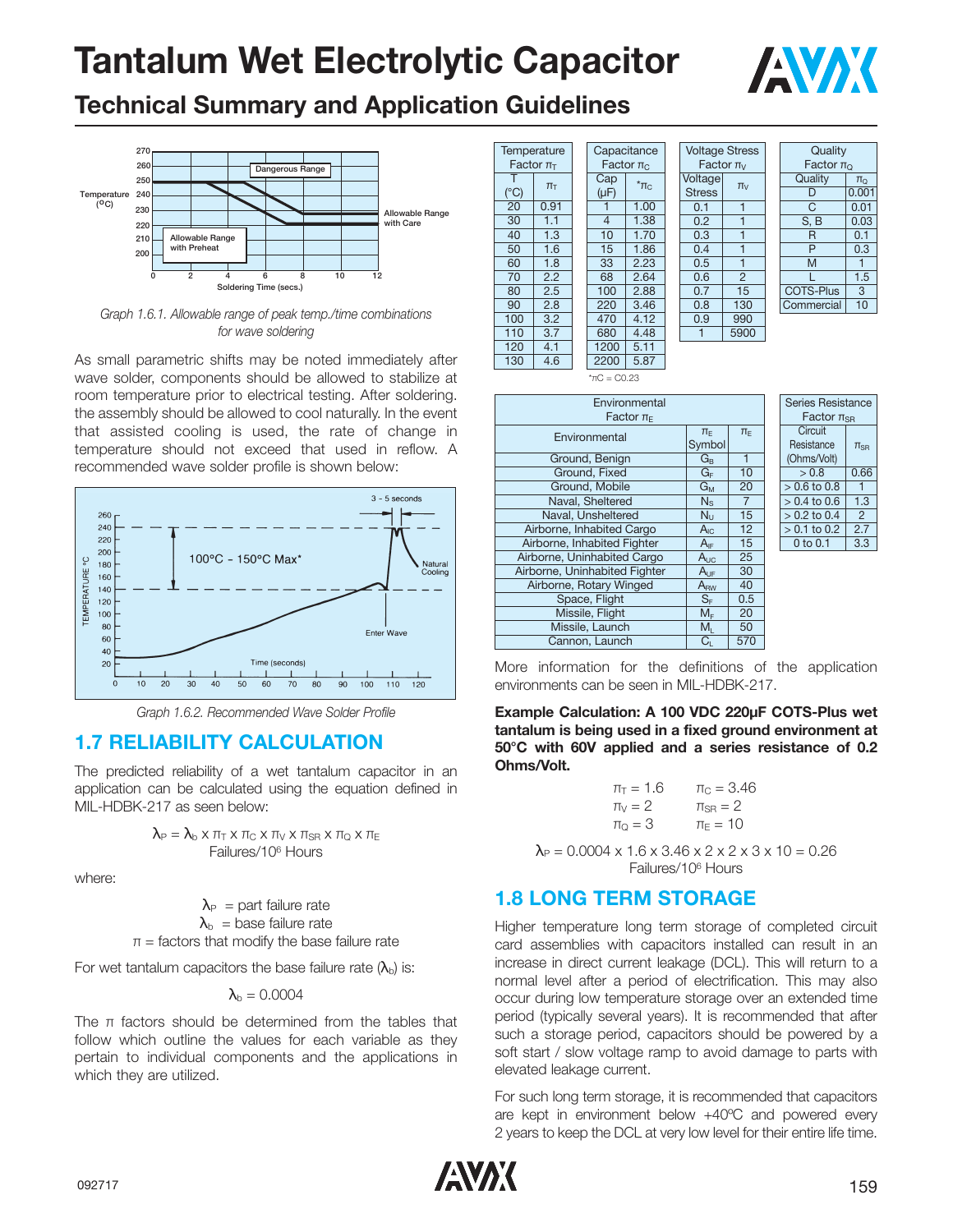# Tantalum Wet Electrolytic Capacitor

## Technical Summary and Application Guidelines

270
260
250
240
230
220
210
200
Temperature (°C)
Dangerous Range
Allowable Range with Care
Allowable Range with Preheat
0 2 4 6 8 10 12
Soldering Time (secs.)

*Graph 1.6.1. Allowable range of peak temp./time combinations for wave soldering*

As small parametric shifts may be noted immediately after wave solder, components should be allowed to stabilize at room temperature prior to electrical testing. After soldering. the assembly should be allowed to cool naturally. In the event that assisted cooling is used, the rate of change in temperature should not exceed that used in reflow. A recommended wave solder profile is shown below:

3 - 5 seconds
100°C - 150°C Max*
Natural Cooling
Enter Wave
TEMPERATURE °C
260 240 220 200 180 160 140 120 100 80 60 40 20
Time (seconds)
0 10 20 30 40 50 60 70 80 90 100 110 120

*Graph 1.6.2. Recommended Wave Solder Profile*

## 1.7 RELIABILITY CALCULATION

The predicted reliability of a wet tantalum capacitor in an application can be calculated using the equation defined in MIL-HDBK-217 as seen below:

$$\lambda_P = \lambda_b \times \pi_T \times \pi_C \times \pi_V \times \pi_{SR} \times \pi_Q \times \pi_E$$

Failures/$10^6$ Hours

where:

$\lambda_P$ = part failure rate
$\lambda_b$ = base failure rate
$\pi$ = factors that modify the base failure rate

For wet tantalum capacitors the base failure rate ($\lambda_b$) is:

$$\lambda_b = 0.0004$$

The $\pi$ factors should be determined from the tables that follow which outline the values for each variable as they pertain to individual components and the applications in which they are utilized.

| Temperature Factor $\pi_T$ | |
|---|---|
| T (°C) | $\pi_T$ |
| 20 | 0.91 |
| 30 | 1.1 |
| 40 | 1.3 |
| 50 | 1.6 |
| 60 | 1.8 |
| 70 | 2.2 |
| 80 | 2.5 |
| 90 | 2.8 |
| 100 | 3.2 |
| 110 | 3.7 |
| 120 | 4.1 |
| 130 | 4.6 |

| Capacitance Factor $\pi_C$ | |
|---|---|
| Cap (µF) | *$\pi_C$ |
| 1 | 1.00 |
| 4 | 1.38 |
| 10 | 1.70 |
| 15 | 1.86 |
| 33 | 2.23 |
| 68 | 2.64 |
| 100 | 2.88 |
| 220 | 3.46 |
| 470 | 4.12 |
| 680 | 4.48 |
| 1200 | 5.11 |
| 2200 | 5.87 |

*$\pi C = C0.23$

| Voltage Stress Factor $\pi_V$ | |
|---|---|
| Voltage Stress | $\pi_V$ |
| 0.1 | 1 |
| 0.2 | 1 |
| 0.3 | 1 |
| 0.4 | 1 |
| 0.5 | 1 |
| 0.6 | 2 |
| 0.7 | 15 |
| 0.8 | 130 |
| 0.9 | 990 |
| 1 | 5900 |

| Quality Factor $\pi_Q$ | |
|---|---|
| Quality | $\pi_Q$ |
| D | 0.001 |
| C | 0.01 |
| S, B | 0.03 |
| R | 0.1 |
| P | 0.3 |
| M | 1 |
| L | 1.5 |
| COTS-Plus | 3 |
| Commercial | 10 |

| Environmental Factor $\pi_E$ | | |
|---|---|---|
| Environmental | $\pi_E$ Symbol | $\pi_E$ |
| Ground, Benign | $G_B$ | 1 |
| Ground, Fixed | $G_F$ | 10 |
| Ground, Mobile | $G_M$ | 20 |
| Naval, Sheltered | $N_S$ | 7 |
| Naval, Unsheltered | $N_U$ | 15 |
| Airborne, Inhabited Cargo | $A_{IC}$ | 12 |
| Airborne, Inhabited Fighter | $A_{IF}$ | 15 |
| Airborne, Uninhabited Cargo | $A_{UC}$ | 25 |
| Airborne, Uninhabited Fighter | $A_{UF}$ | 30 |
| Airborne, Rotary Winged | $A_{RW}$ | 40 |
| Space, Flight | $S_F$ | 0.5 |
| Missile, Flight | $M_F$ | 20 |
| Missile, Launch | $M_L$ | 50 |
| Cannon, Launch | $C_L$ | 570 |

| Series Resistance Factor $\pi_{SR}$ | |
|---|---|
| Circuit Resistance (Ohms/Volt) | $\pi_{SR}$ |
| > 0.8 | 0.66 |
| > 0.6 to 0.8 | 1 |
| > 0.4 to 0.6 | 1.3 |
| > 0.2 to 0.4 | 2 |
| > 0.1 to 0.2 | 2.7 |
| 0 to 0.1 | 3.3 |

More information for the definitions of the application environments can be seen in MIL-HDBK-217.

**Example Calculation: A 100 VDC 220µF COTS-Plus wet tantalum is being used in a fixed ground environment at 50°C with 60V applied and a series resistance of 0.2 Ohms/Volt.**

$\pi_T = 1.6$ $\quad\pi_C = 3.46$
$\pi_V = 2$ $\quad\pi_{SR} = 2$
$\pi_Q = 3$ $\quad\pi_E = 10$

$$\lambda_P = 0.0004 \times 1.6 \times 3.46 \times 2 \times 2 \times 3 \times 10 = 0.26$$

Failures/$10^6$ Hours

## 1.8 LONG TERM STORAGE

Higher temperature long term storage of completed circuit card assemblies with capacitors installed can result in an increase in direct current leakage (DCL). This will return to a normal level after a period of electrification. This may also occur during low temperature storage over an extended time period (typically several years). It is recommended that after such a storage period, capacitors should be powered by a soft start / slow voltage ramp to avoid damage to parts with elevated leakage current.

For such long term storage, it is recommended that capacitors are kept in environment below +40ºC and powered every 2 years to keep the DCL at very low level for their entire life time.